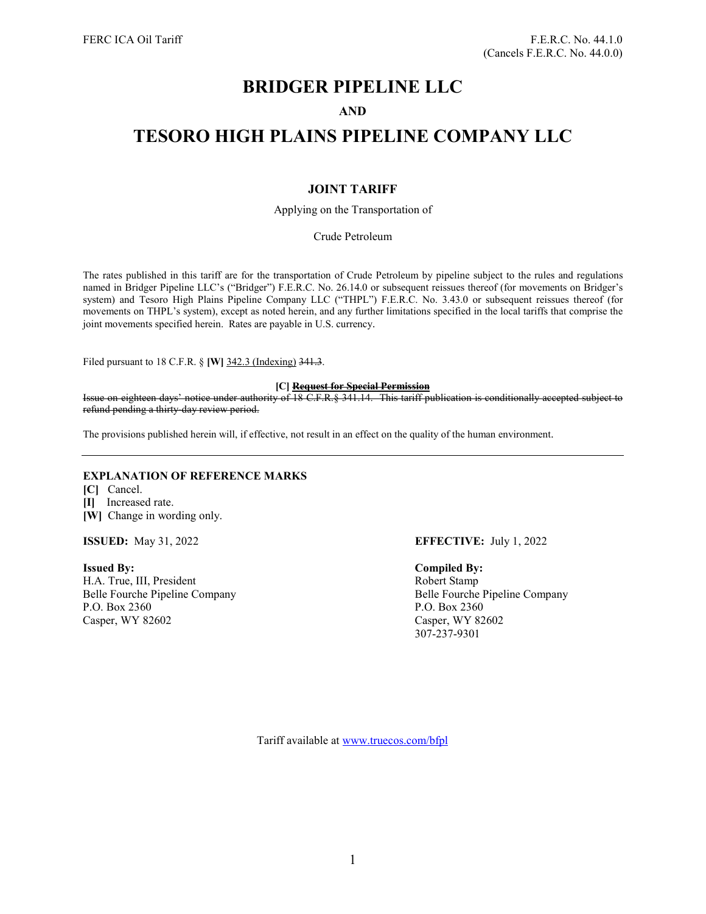FERC ICA Oil Tariff

F.E.R.C. No. 44.1.0
(Cancels F.E.R.C. No. 44.0.0)

# BRIDGER PIPELINE LLC

**AND**

# TESORO HIGH PLAINS PIPELINE COMPANY LLC

### JOINT TARIFF

Applying on the Transportation of

Crude Petroleum

The rates published in this tariff are for the transportation of Crude Petroleum by pipeline subject to the rules and regulations named in Bridger Pipeline LLC's ("Bridger") F.E.R.C. No. 26.14.0 or subsequent reissues thereof (for movements on Bridger's system) and Tesoro High Plains Pipeline Company LLC ("THPL") F.E.R.C. No. 3.43.0 or subsequent reissues thereof (for movements on THPL's system), except as noted herein, and any further limitations specified in the local tariffs that comprise the joint movements specified herein. Rates are payable in U.S. currency.

Filed pursuant to 18 C.F.R. § **[W]** 342.3 (Indexing) ~~341.3~~.

**[C]** ~~**Request for Special Permission**~~

~~Issue on eighteen days' notice under authority of 18 C.F.R.§ 341.14. This tariff publication is conditionally accepted subject to refund pending a thirty-day review period.~~

The provisions published herein will, if effective, not result in an effect on the quality of the human environment.

---

**EXPLANATION OF REFERENCE MARKS**

**[C]** Cancel.
**[I]** Increased rate.
**[W]** Change in wording only.

**ISSUED:** May 31, 2022

**EFFECTIVE:** July 1, 2022

**Issued By:**
H.A. True, III, President
Belle Fourche Pipeline Company
P.O. Box 2360
Casper, WY 82602

**Compiled By:**
Robert Stamp
Belle Fourche Pipeline Company
P.O. Box 2360
Casper, WY 82602
307-237-9301

Tariff available at www.truecos.com/bfpl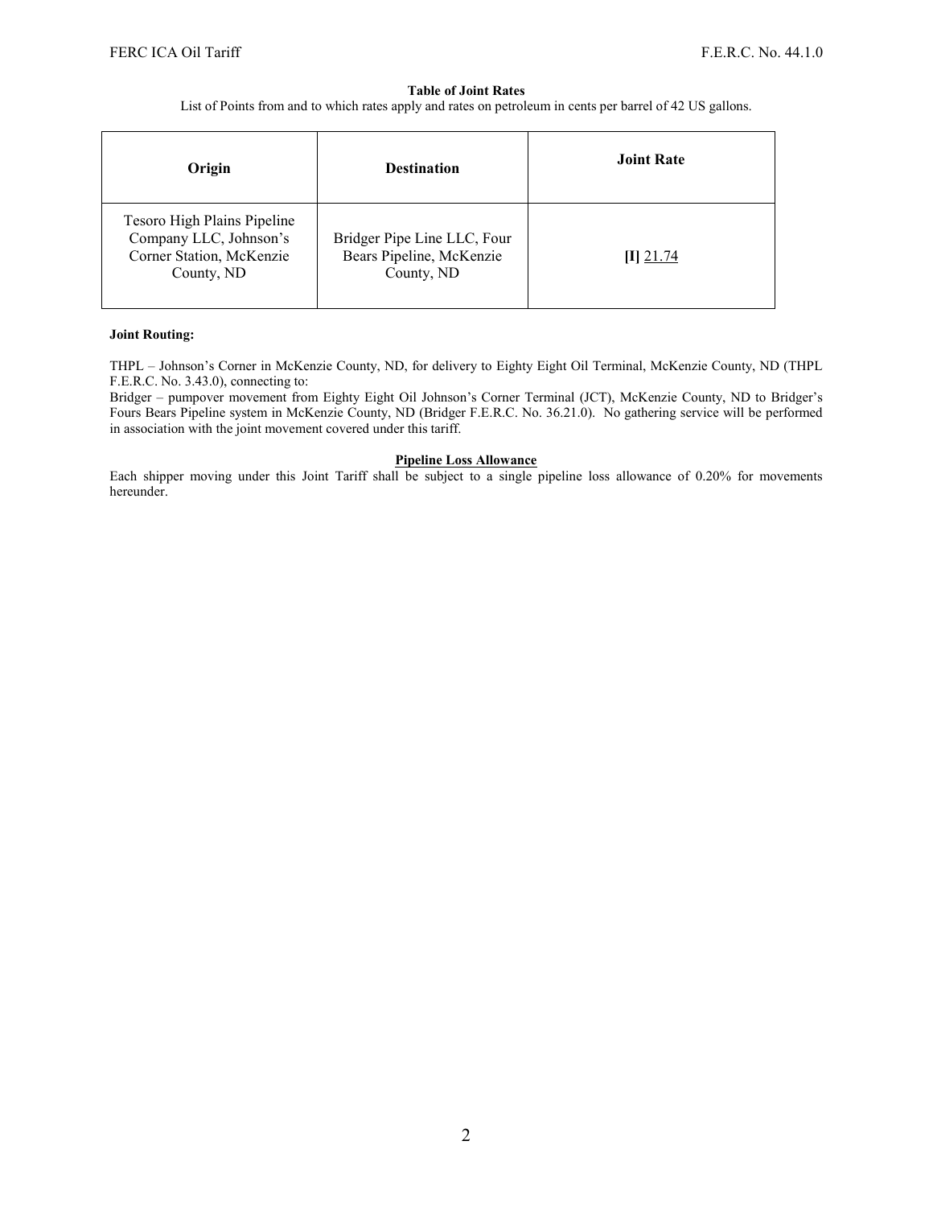**Table of Joint Rates**

List of Points from and to which rates apply and rates on petroleum in cents per barrel of 42 US gallons.

| Origin | Destination | Joint Rate |
|---|---|---|
| Tesoro High Plains Pipeline Company LLC, Johnson's Corner Station, McKenzie County, ND | Bridger Pipe Line LLC, Four Bears Pipeline, McKenzie County, ND | **[I]** 21.74 |

**Joint Routing:**

THPL – Johnson's Corner in McKenzie County, ND, for delivery to Eighty Eight Oil Terminal, McKenzie County, ND (THPL F.E.R.C. No. 3.43.0), connecting to:

Bridger – pumpover movement from Eighty Eight Oil Johnson's Corner Terminal (JCT), McKenzie County, ND to Bridger's Fours Bears Pipeline system in McKenzie County, ND (Bridger F.E.R.C. No. 36.21.0). No gathering service will be performed in association with the joint movement covered under this tariff.

**Pipeline Loss Allowance**

Each shipper moving under this Joint Tariff shall be subject to a single pipeline loss allowance of 0.20% for movements hereunder.